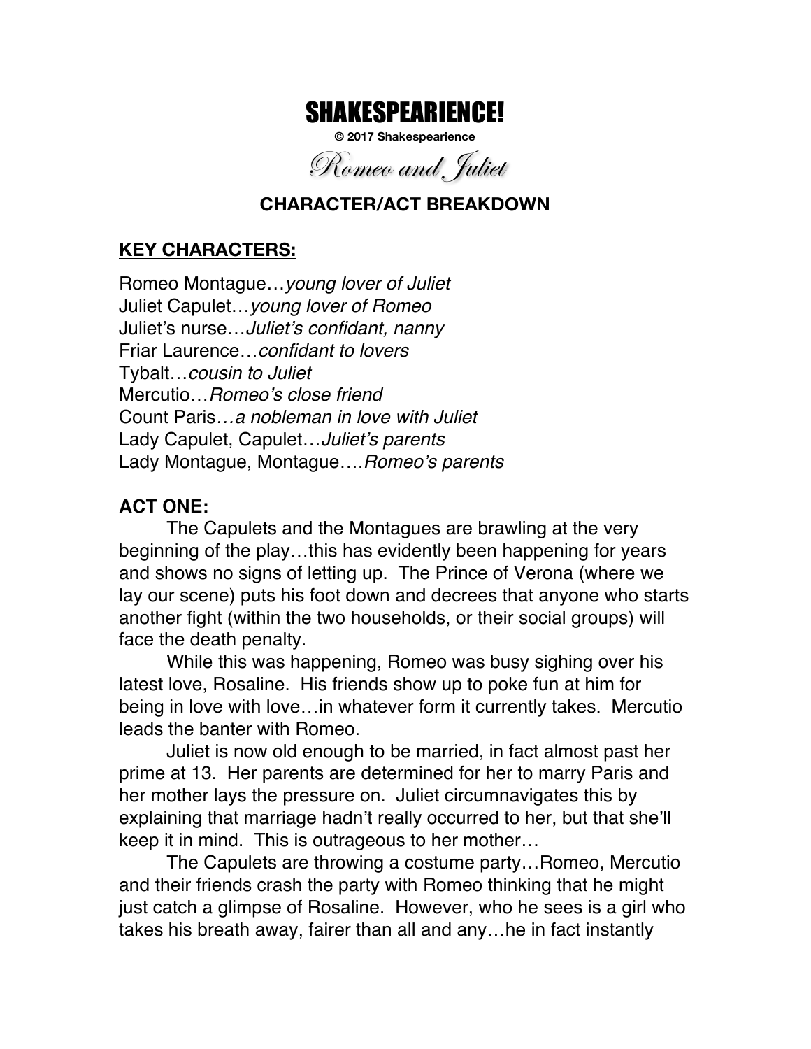# SHAKESPEARIENCE!

**© 2017 Shakespearience**

## *Romeo and Juliet*

### CHARACTER/ACT BREAKDOWN

**KEY CHARACTERS:**

Romeo Montague…*young lover of Juliet*
Juliet Capulet…*young lover of Romeo*
Juliet's nurse…*Juliet's confidant, nanny*
Friar Laurence…*confidant to lovers*
Tybalt…*cousin to Juliet*
Mercutio…*Romeo's close friend*
Count Paris*…a nobleman in love with Juliet*
Lady Capulet, Capulet…*Juliet's parents*
Lady Montague, Montague….*Romeo's parents*

**ACT ONE:**

The Capulets and the Montagues are brawling at the very beginning of the play…this has evidently been happening for years and shows no signs of letting up. The Prince of Verona (where we lay our scene) puts his foot down and decrees that anyone who starts another fight (within the two households, or their social groups) will face the death penalty.

While this was happening, Romeo was busy sighing over his latest love, Rosaline. His friends show up to poke fun at him for being in love with love…in whatever form it currently takes. Mercutio leads the banter with Romeo.

Juliet is now old enough to be married, in fact almost past her prime at 13. Her parents are determined for her to marry Paris and her mother lays the pressure on. Juliet circumnavigates this by explaining that marriage hadn't really occurred to her, but that she'll keep it in mind. This is outrageous to her mother…

The Capulets are throwing a costume party…Romeo, Mercutio and their friends crash the party with Romeo thinking that he might just catch a glimpse of Rosaline. However, who he sees is a girl who takes his breath away, fairer than all and any…he in fact instantly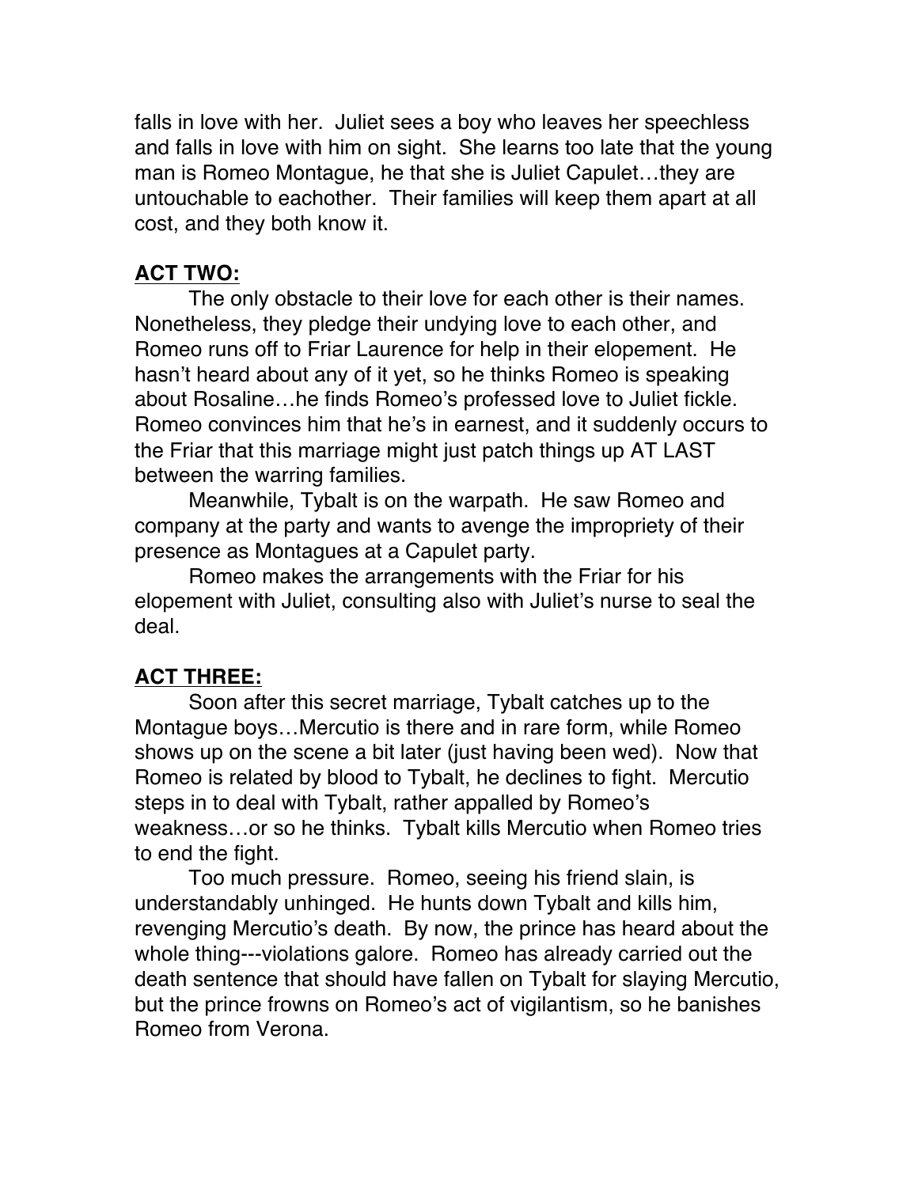falls in love with her. Juliet sees a boy who leaves her speechless and falls in love with him on sight. She learns too late that the young man is Romeo Montague, he that she is Juliet Capulet…they are untouchable to eachother. Their families will keep them apart at all cost, and they both know it.

## ACT TWO:

The only obstacle to their love for each other is their names. Nonetheless, they pledge their undying love to each other, and Romeo runs off to Friar Laurence for help in their elopement. He hasn't heard about any of it yet, so he thinks Romeo is speaking about Rosaline…he finds Romeo's professed love to Juliet fickle. Romeo convinces him that he's in earnest, and it suddenly occurs to the Friar that this marriage might just patch things up AT LAST between the warring families.

Meanwhile, Tybalt is on the warpath. He saw Romeo and company at the party and wants to avenge the impropriety of their presence as Montagues at a Capulet party.

Romeo makes the arrangements with the Friar for his elopement with Juliet, consulting also with Juliet's nurse to seal the deal.

## ACT THREE:

Soon after this secret marriage, Tybalt catches up to the Montague boys…Mercutio is there and in rare form, while Romeo shows up on the scene a bit later (just having been wed). Now that Romeo is related by blood to Tybalt, he declines to fight. Mercutio steps in to deal with Tybalt, rather appalled by Romeo's weakness…or so he thinks. Tybalt kills Mercutio when Romeo tries to end the fight.

Too much pressure. Romeo, seeing his friend slain, is understandably unhinged. He hunts down Tybalt and kills him, revenging Mercutio's death. By now, the prince has heard about the whole thing---violations galore. Romeo has already carried out the death sentence that should have fallen on Tybalt for slaying Mercutio, but the prince frowns on Romeo's act of vigilantism, so he banishes Romeo from Verona.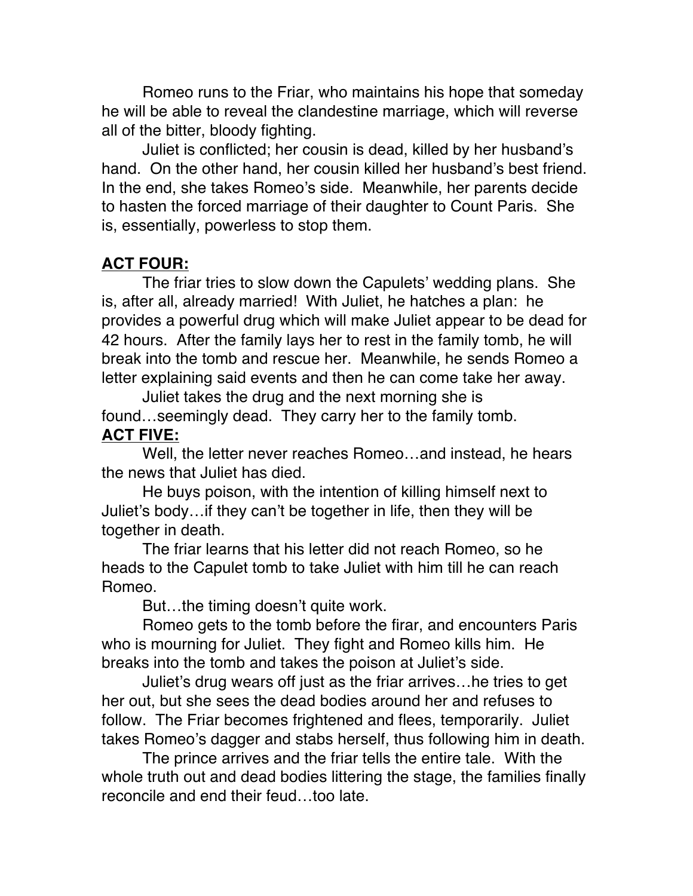Romeo runs to the Friar, who maintains his hope that someday he will be able to reveal the clandestine marriage, which will reverse all of the bitter, bloody fighting.

Juliet is conflicted; her cousin is dead, killed by her husband's hand. On the other hand, her cousin killed her husband's best friend. In the end, she takes Romeo's side. Meanwhile, her parents decide to hasten the forced marriage of their daughter to Count Paris. She is, essentially, powerless to stop them.

**ACT FOUR:**

The friar tries to slow down the Capulets' wedding plans. She is, after all, already married! With Juliet, he hatches a plan: he provides a powerful drug which will make Juliet appear to be dead for 42 hours. After the family lays her to rest in the family tomb, he will break into the tomb and rescue her. Meanwhile, he sends Romeo a letter explaining said events and then he can come take her away.

Juliet takes the drug and the next morning she is found…seemingly dead. They carry her to the family tomb.

**ACT FIVE:**

Well, the letter never reaches Romeo…and instead, he hears the news that Juliet has died.

He buys poison, with the intention of killing himself next to Juliet's body…if they can't be together in life, then they will be together in death.

The friar learns that his letter did not reach Romeo, so he heads to the Capulet tomb to take Juliet with him till he can reach Romeo.

But…the timing doesn't quite work.

Romeo gets to the tomb before the firar, and encounters Paris who is mourning for Juliet. They fight and Romeo kills him. He breaks into the tomb and takes the poison at Juliet's side.

Juliet's drug wears off just as the friar arrives…he tries to get her out, but she sees the dead bodies around her and refuses to follow. The Friar becomes frightened and flees, temporarily. Juliet takes Romeo's dagger and stabs herself, thus following him in death.

The prince arrives and the friar tells the entire tale. With the whole truth out and dead bodies littering the stage, the families finally reconcile and end their feud…too late.